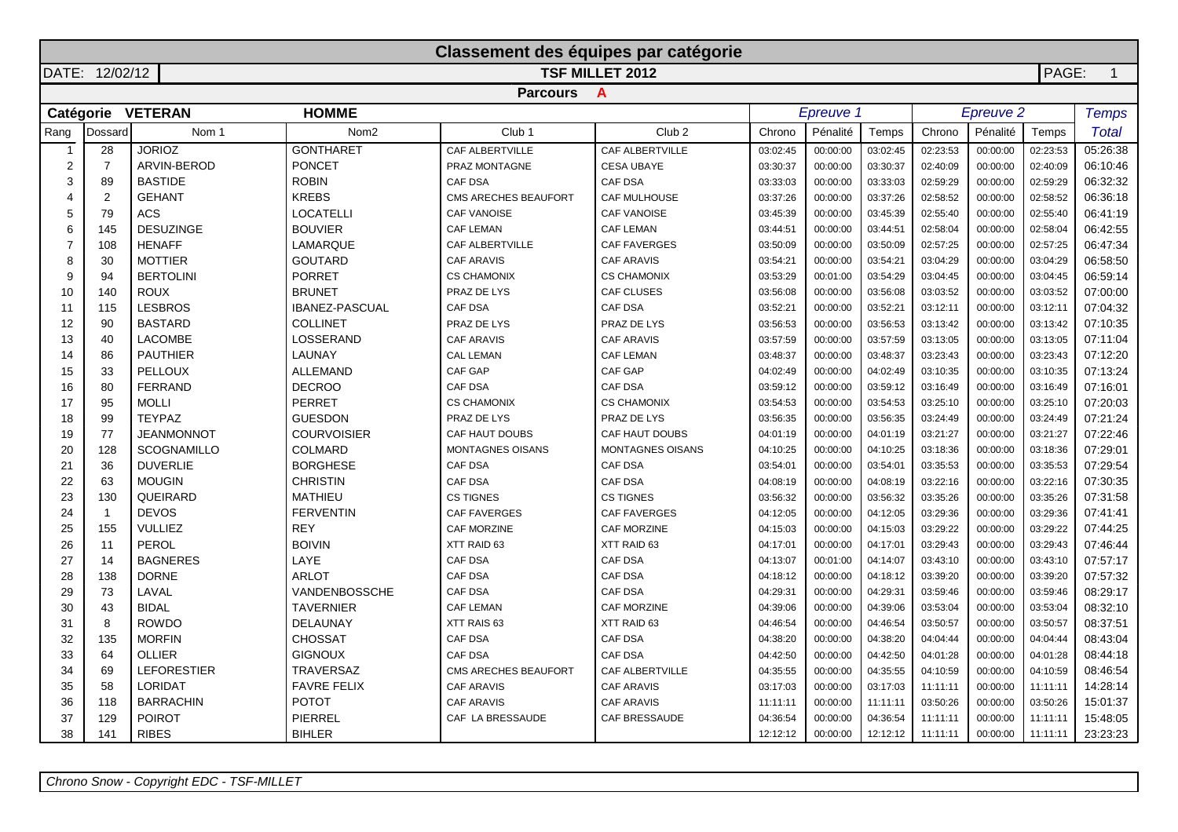# Classement des équipes par catégorie

DATE: 12/02/12 | **TSF MILLET 2012** | PAGE: 1

**Parcours A**

| Catégorie | VETERAN | | HOMME | | | *Epreuve 1* | | | *Epreuve 2* | | | *Temps* |
|---|---|---|---|---|---|---|---|---|---|---|---|---|
| Rang | Dossard | Nom 1 | Nom2 | Club 1 | Club 2 | Chrono | Pénalité | Temps | Chrono | Pénalité | Temps | *Total* |
| 1 | 28 | JORIOZ | GONTHARET | CAF ALBERTVILLE | CAF ALBERTVILLE | 03:02:45 | 00:00:00 | 03:02:45 | 02:23:53 | 00:00:00 | 02:23:53 | 05:26:38 |
| 2 | 7 | ARVIN-BEROD | PONCET | PRAZ MONTAGNE | CESA UBAYE | 03:30:37 | 00:00:00 | 03:30:37 | 02:40:09 | 00:00:00 | 02:40:09 | 06:10:46 |
| 3 | 89 | BASTIDE | ROBIN | CAF DSA | CAF DSA | 03:33:03 | 00:00:00 | 03:33:03 | 02:59:29 | 00:00:00 | 02:59:29 | 06:32:32 |
| 4 | 2 | GEHANT | KREBS | CMS ARECHES BEAUFORT | CAF MULHOUSE | 03:37:26 | 00:00:00 | 03:37:26 | 02:58:52 | 00:00:00 | 02:58:52 | 06:36:18 |
| 5 | 79 | ACS | LOCATELLI | CAF VANOISE | CAF VANOISE | 03:45:39 | 00:00:00 | 03:45:39 | 02:55:40 | 00:00:00 | 02:55:40 | 06:41:19 |
| 6 | 145 | DESUZINGE | BOUVIER | CAF LEMAN | CAF LEMAN | 03:44:51 | 00:00:00 | 03:44:51 | 02:58:04 | 00:00:00 | 02:58:04 | 06:42:55 |
| 7 | 108 | HENAFF | LAMARQUE | CAF ALBERTVILLE | CAF FAVERGES | 03:50:09 | 00:00:00 | 03:50:09 | 02:57:25 | 00:00:00 | 02:57:25 | 06:47:34 |
| 8 | 30 | MOTTIER | GOUTARD | CAF ARAVIS | CAF ARAVIS | 03:54:21 | 00:00:00 | 03:54:21 | 03:04:29 | 00:00:00 | 03:04:29 | 06:58:50 |
| 9 | 94 | BERTOLINI | PORRET | CS CHAMONIX | CS CHAMONIX | 03:53:29 | 00:01:00 | 03:54:29 | 03:04:45 | 00:00:00 | 03:04:45 | 06:59:14 |
| 10 | 140 | ROUX | BRUNET | PRAZ DE LYS | CAF CLUSES | 03:56:08 | 00:00:00 | 03:56:08 | 03:03:52 | 00:00:00 | 03:03:52 | 07:00:00 |
| 11 | 115 | LESBROS | IBANEZ-PASCUAL | CAF DSA | CAF DSA | 03:52:21 | 00:00:00 | 03:52:21 | 03:12:11 | 00:00:00 | 03:12:11 | 07:04:32 |
| 12 | 90 | BASTARD | COLLINET | PRAZ DE LYS | PRAZ DE LYS | 03:56:53 | 00:00:00 | 03:56:53 | 03:13:42 | 00:00:00 | 03:13:42 | 07:10:35 |
| 13 | 40 | LACOMBE | LOSSERAND | CAF ARAVIS | CAF ARAVIS | 03:57:59 | 00:00:00 | 03:57:59 | 03:13:05 | 00:00:00 | 03:13:05 | 07:11:04 |
| 14 | 86 | PAUTHIER | LAUNAY | CAL LEMAN | CAF LEMAN | 03:48:37 | 00:00:00 | 03:48:37 | 03:23:43 | 00:00:00 | 03:23:43 | 07:12:20 |
| 15 | 33 | PELLOUX | ALLEMAND | CAF GAP | CAF GAP | 04:02:49 | 00:00:00 | 04:02:49 | 03:10:35 | 00:00:00 | 03:10:35 | 07:13:24 |
| 16 | 80 | FERRAND | DECROO | CAF DSA | CAF DSA | 03:59:12 | 00:00:00 | 03:59:12 | 03:16:49 | 00:00:00 | 03:16:49 | 07:16:01 |
| 17 | 95 | MOLLI | PERRET | CS CHAMONIX | CS CHAMONIX | 03:54:53 | 00:00:00 | 03:54:53 | 03:25:10 | 00:00:00 | 03:25:10 | 07:20:03 |
| 18 | 99 | TEYPAZ | GUESDON | PRAZ DE LYS | PRAZ DE LYS | 03:56:35 | 00:00:00 | 03:56:35 | 03:24:49 | 00:00:00 | 03:24:49 | 07:21:24 |
| 19 | 77 | JEANMONNOT | COURVOISIER | CAF HAUT DOUBS | CAF HAUT DOUBS | 04:01:19 | 00:00:00 | 04:01:19 | 03:21:27 | 00:00:00 | 03:21:27 | 07:22:46 |
| 20 | 128 | SCOGNAMILLO | COLMARD | MONTAGNES OISANS | MONTAGNES OISANS | 04:10:25 | 00:00:00 | 04:10:25 | 03:18:36 | 00:00:00 | 03:18:36 | 07:29:01 |
| 21 | 36 | DUVERLIE | BORGHESE | CAF DSA | CAF DSA | 03:54:01 | 00:00:00 | 03:54:01 | 03:35:53 | 00:00:00 | 03:35:53 | 07:29:54 |
| 22 | 63 | MOUGIN | CHRISTIN | CAF DSA | CAF DSA | 04:08:19 | 00:00:00 | 04:08:19 | 03:22:16 | 00:00:00 | 03:22:16 | 07:30:35 |
| 23 | 130 | QUEIRARD | MATHIEU | CS TIGNES | CS TIGNES | 03:56:32 | 00:00:00 | 03:56:32 | 03:35:26 | 00:00:00 | 03:35:26 | 07:31:58 |
| 24 | 1 | DEVOS | FERVENTIN | CAF FAVERGES | CAF FAVERGES | 04:12:05 | 00:00:00 | 04:12:05 | 03:29:36 | 00:00:00 | 03:29:36 | 07:41:41 |
| 25 | 155 | VULLIEZ | REY | CAF MORZINE | CAF MORZINE | 04:15:03 | 00:00:00 | 04:15:03 | 03:29:22 | 00:00:00 | 03:29:22 | 07:44:25 |
| 26 | 11 | PEROL | BOIVIN | XTT RAID 63 | XTT RAID 63 | 04:17:01 | 00:00:00 | 04:17:01 | 03:29:43 | 00:00:00 | 03:29:43 | 07:46:44 |
| 27 | 14 | BAGNERES | LAYE | CAF DSA | CAF DSA | 04:13:07 | 00:01:00 | 04:14:07 | 03:43:10 | 00:00:00 | 03:43:10 | 07:57:17 |
| 28 | 138 | DORNE | ARLOT | CAF DSA | CAF DSA | 04:18:12 | 00:00:00 | 04:18:12 | 03:39:20 | 00:00:00 | 03:39:20 | 07:57:32 |
| 29 | 73 | LAVAL | VANDENBOSSCHE | CAF DSA | CAF DSA | 04:29:31 | 00:00:00 | 04:29:31 | 03:59:46 | 00:00:00 | 03:59:46 | 08:29:17 |
| 30 | 43 | BIDAL | TAVERNIER | CAF LEMAN | CAF MORZINE | 04:39:06 | 00:00:00 | 04:39:06 | 03:53:04 | 00:00:00 | 03:53:04 | 08:32:10 |
| 31 | 8 | ROWDO | DELAUNAY | XTT RAIS 63 | XTT RAID 63 | 04:46:54 | 00:00:00 | 04:46:54 | 03:50:57 | 00:00:00 | 03:50:57 | 08:37:51 |
| 32 | 135 | MORFIN | CHOSSAT | CAF DSA | CAF DSA | 04:38:20 | 00:00:00 | 04:38:20 | 04:04:44 | 00:00:00 | 04:04:44 | 08:43:04 |
| 33 | 64 | OLLIER | GIGNOUX | CAF DSA | CAF DSA | 04:42:50 | 00:00:00 | 04:42:50 | 04:01:28 | 00:00:00 | 04:01:28 | 08:44:18 |
| 34 | 69 | LEFORESTIER | TRAVERSAZ | CMS ARECHES BEAUFORT | CAF ALBERTVILLE | 04:35:55 | 00:00:00 | 04:35:55 | 04:10:59 | 00:00:00 | 04:10:59 | 08:46:54 |
| 35 | 58 | LORIDAT | FAVRE FELIX | CAF ARAVIS | CAF ARAVIS | 03:17:03 | 00:00:00 | 03:17:03 | 11:11:11 | 00:00:00 | 11:11:11 | 14:28:14 |
| 36 | 118 | BARRACHIN | POTOT | CAF ARAVIS | CAF ARAVIS | 11:11:11 | 00:00:00 | 11:11:11 | 03:50:26 | 00:00:00 | 03:50:26 | 15:01:37 |
| 37 | 129 | POIROT | PIERREL | CAF LA BRESSAUDE | CAF BRESSAUDE | 04:36:54 | 00:00:00 | 04:36:54 | 11:11:11 | 00:00:00 | 11:11:11 | 15:48:05 |
| 38 | 141 | RIBES | BIHLER | | | 12:12:12 | 00:00:00 | 12:12:12 | 11:11:11 | 00:00:00 | 11:11:11 | 23:23:23 |

*Chrono Snow - Copyright EDC - TSF-MILLET*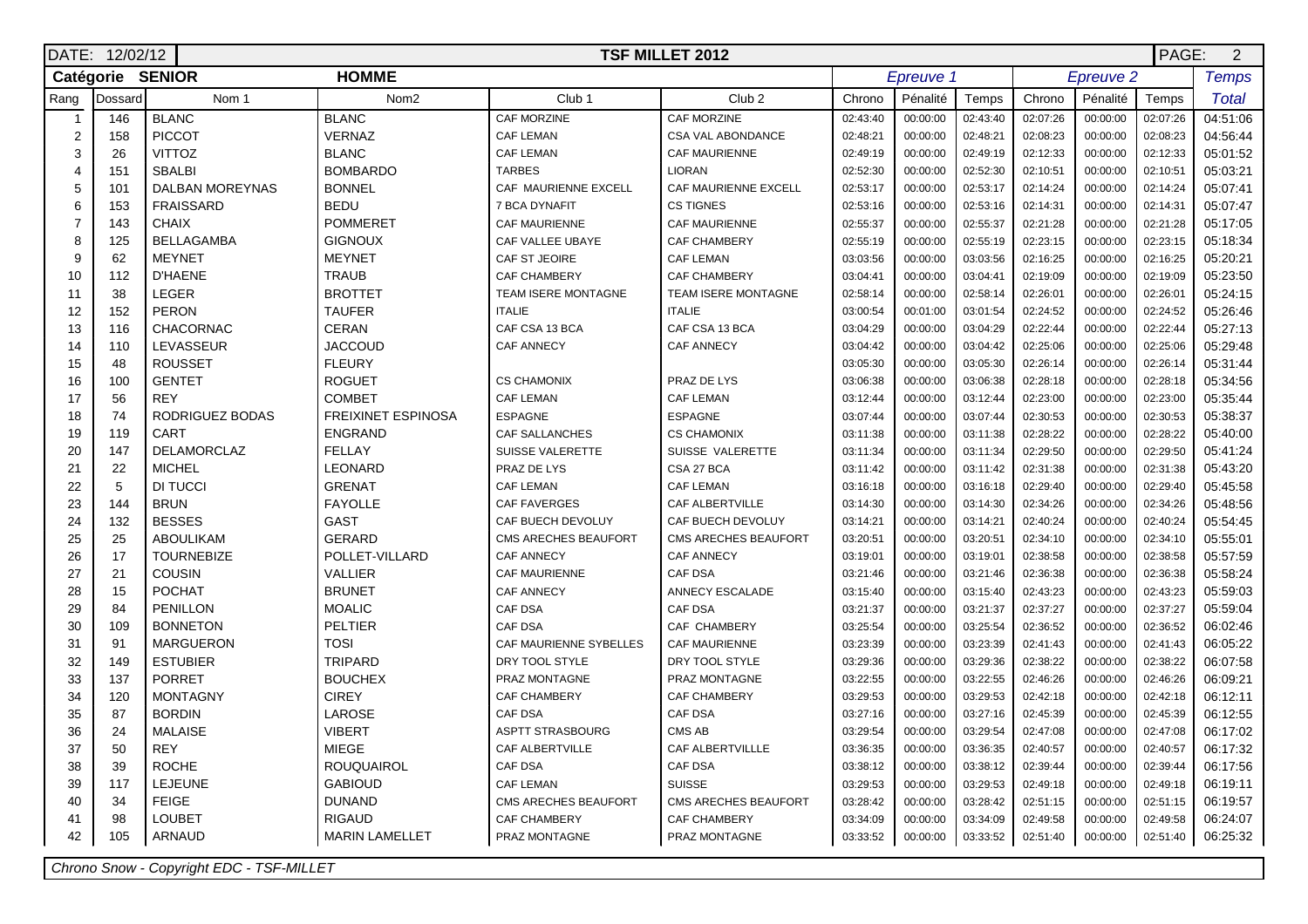DATE: 12/02/12 **TSF MILLET 2012**

**Catégorie SENIOR** **HOMME**

| Rang | Dossard | Nom 1 | Nom2 | Club 1 | Club 2 | Epreuve 1 Chrono | Pénalité | Temps | Epreuve 2 Chrono | Pénalité | Temps | Temps Total |
|---|---|---|---|---|---|---|---|---|---|---|---|---|
| 1 | 146 | BLANC | BLANC | CAF MORZINE | CAF MORZINE | 02:43:40 | 00:00:00 | 02:43:40 | 02:07:26 | 00:00:00 | 02:07:26 | 04:51:06 |
| 2 | 158 | PICCOT | VERNAZ | CAF LEMAN | CSA VAL ABONDANCE | 02:48:21 | 00:00:00 | 02:48:21 | 02:08:23 | 00:00:00 | 02:08:23 | 04:56:44 |
| 3 | 26 | VITTOZ | BLANC | CAF LEMAN | CAF MAURIENNE | 02:49:19 | 00:00:00 | 02:49:19 | 02:12:33 | 00:00:00 | 02:12:33 | 05:01:52 |
| 4 | 151 | SBALBI | BOMBARDO | TARBES | LIORAN | 02:52:30 | 00:00:00 | 02:52:30 | 02:10:51 | 00:00:00 | 02:10:51 | 05:03:21 |
| 5 | 101 | DALBAN MOREYNAS | BONNEL | CAF MAURIENNE EXCELL | CAF MAURIENNE EXCELL | 02:53:17 | 00:00:00 | 02:53:17 | 02:14:24 | 00:00:00 | 02:14:24 | 05:07:41 |
| 6 | 153 | FRAISSARD | BEDU | 7 BCA DYNAFIT | CS TIGNES | 02:53:16 | 00:00:00 | 02:53:16 | 02:14:31 | 00:00:00 | 02:14:31 | 05:07:47 |
| 7 | 143 | CHAIX | POMMERET | CAF MAURIENNE | CAF MAURIENNE | 02:55:37 | 00:00:00 | 02:55:37 | 02:21:28 | 00:00:00 | 02:21:28 | 05:17:05 |
| 8 | 125 | BELLAGAMBA | GIGNOUX | CAF VALLEE UBAYE | CAF CHAMBERY | 02:55:19 | 00:00:00 | 02:55:19 | 02:23:15 | 00:00:00 | 02:23:15 | 05:18:34 |
| 9 | 62 | MEYNET | MEYNET | CAF ST JEOIRE | CAF LEMAN | 03:03:56 | 00:00:00 | 03:03:56 | 02:16:25 | 00:00:00 | 02:16:25 | 05:20:21 |
| 10 | 112 | D'HAENE | TRAUB | CAF CHAMBERY | CAF CHAMBERY | 03:04:41 | 00:00:00 | 03:04:41 | 02:19:09 | 00:00:00 | 02:19:09 | 05:23:50 |
| 11 | 38 | LEGER | BROTTET | TEAM ISERE MONTAGNE | TEAM ISERE MONTAGNE | 02:58:14 | 00:00:00 | 02:58:14 | 02:26:01 | 00:00:00 | 02:26:01 | 05:24:15 |
| 12 | 152 | PERON | TAUFER | ITALIE | ITALIE | 03:00:54 | 00:01:00 | 03:01:54 | 02:24:52 | 00:00:00 | 02:24:52 | 05:26:46 |
| 13 | 116 | CHACORNAC | CERAN | CAF CSA 13 BCA | CAF CSA 13 BCA | 03:04:29 | 00:00:00 | 03:04:29 | 02:22:44 | 00:00:00 | 02:22:44 | 05:27:13 |
| 14 | 110 | LEVASSEUR | JACCOUD | CAF ANNECY | CAF ANNECY | 03:04:42 | 00:00:00 | 03:04:42 | 02:25:06 | 00:00:00 | 02:25:06 | 05:29:48 |
| 15 | 48 | ROUSSET | FLEURY | | | 03:05:30 | 00:00:00 | 03:05:30 | 02:26:14 | 00:00:00 | 02:26:14 | 05:31:44 |
| 16 | 100 | GENTET | ROGUET | CS CHAMONIX | PRAZ DE LYS | 03:06:38 | 00:00:00 | 03:06:38 | 02:28:18 | 00:00:00 | 02:28:18 | 05:34:56 |
| 17 | 56 | REY | COMBET | CAF LEMAN | CAF LEMAN | 03:12:44 | 00:00:00 | 03:12:44 | 02:23:00 | 00:00:00 | 02:23:00 | 05:35:44 |
| 18 | 74 | RODRIGUEZ BODAS | FREIXINET ESPINOSA | ESPAGNE | ESPAGNE | 03:07:44 | 00:00:00 | 03:07:44 | 02:30:53 | 00:00:00 | 02:30:53 | 05:38:37 |
| 19 | 119 | CART | ENGRAND | CAF SALLANCHES | CS CHAMONIX | 03:11:38 | 00:00:00 | 03:11:38 | 02:28:22 | 00:00:00 | 02:28:22 | 05:40:00 |
| 20 | 147 | DELAMORCLAZ | FELLAY | SUISSE VALERETTE | SUISSE VALERETTE | 03:11:34 | 00:00:00 | 03:11:34 | 02:29:50 | 00:00:00 | 02:29:50 | 05:41:24 |
| 21 | 22 | MICHEL | LEONARD | PRAZ DE LYS | CSA 27 BCA | 03:11:42 | 00:00:00 | 03:11:42 | 02:31:38 | 00:00:00 | 02:31:38 | 05:43:20 |
| 22 | 5 | DI TUCCI | GRENAT | CAF LEMAN | CAF LEMAN | 03:16:18 | 00:00:00 | 03:16:18 | 02:29:40 | 00:00:00 | 02:29:40 | 05:45:58 |
| 23 | 144 | BRUN | FAYOLLE | CAF FAVERGES | CAF ALBERTVILLE | 03:14:30 | 00:00:00 | 03:14:30 | 02:34:26 | 00:00:00 | 02:34:26 | 05:48:56 |
| 24 | 132 | BESSES | GAST | CAF BUECH DEVOLUY | CAF BUECH DEVOLUY | 03:14:21 | 00:00:00 | 03:14:21 | 02:40:24 | 00:00:00 | 02:40:24 | 05:54:45 |
| 25 | 25 | ABOULIKAM | GERARD | CMS ARECHES BEAUFORT | CMS ARECHES BEAUFORT | 03:20:51 | 00:00:00 | 03:20:51 | 02:34:10 | 00:00:00 | 02:34:10 | 05:55:01 |
| 26 | 17 | TOURNEBIZE | POLLET-VILLARD | CAF ANNECY | CAF ANNECY | 03:19:01 | 00:00:00 | 03:19:01 | 02:38:58 | 00:00:00 | 02:38:58 | 05:57:59 |
| 27 | 21 | COUSIN | VALLIER | CAF MAURIENNE | CAF DSA | 03:21:46 | 00:00:00 | 03:21:46 | 02:36:38 | 00:00:00 | 02:36:38 | 05:58:24 |
| 28 | 15 | POCHAT | BRUNET | CAF ANNECY | ANNECY ESCALADE | 03:15:40 | 00:00:00 | 03:15:40 | 02:43:23 | 00:00:00 | 02:43:23 | 05:59:03 |
| 29 | 84 | PENILLON | MOALIC | CAF DSA | CAF DSA | 03:21:37 | 00:00:00 | 03:21:37 | 02:37:27 | 00:00:00 | 02:37:27 | 05:59:04 |
| 30 | 109 | BONNETON | PELTIER | CAF DSA | CAF CHAMBERY | 03:25:54 | 00:00:00 | 03:25:54 | 02:36:52 | 00:00:00 | 02:36:52 | 06:02:46 |
| 31 | 91 | MARGUERON | TOSI | CAF MAURIENNE SYBELLES | CAF MAURIENNE | 03:23:39 | 00:00:00 | 03:23:39 | 02:41:43 | 00:00:00 | 02:41:43 | 06:05:22 |
| 32 | 149 | ESTUBIER | TRIPARD | DRY TOOL STYLE | DRY TOOL STYLE | 03:29:36 | 00:00:00 | 03:29:36 | 02:38:22 | 00:00:00 | 02:38:22 | 06:07:58 |
| 33 | 137 | PORRET | BOUCHEX | PRAZ MONTAGNE | PRAZ MONTAGNE | 03:22:55 | 00:00:00 | 03:22:55 | 02:46:26 | 00:00:00 | 02:46:26 | 06:09:21 |
| 34 | 120 | MONTAGNY | CIREY | CAF CHAMBERY | CAF CHAMBERY | 03:29:53 | 00:00:00 | 03:29:53 | 02:42:18 | 00:00:00 | 02:42:18 | 06:12:11 |
| 35 | 87 | BORDIN | LAROSE | CAF DSA | CAF DSA | 03:27:16 | 00:00:00 | 03:27:16 | 02:45:39 | 00:00:00 | 02:45:39 | 06:12:55 |
| 36 | 24 | MALAISE | VIBERT | ASPTT STRASBOURG | CMS AB | 03:29:54 | 00:00:00 | 03:29:54 | 02:47:08 | 00:00:00 | 02:47:08 | 06:17:02 |
| 37 | 50 | REY | MIEGE | CAF ALBERTVILLE | CAF ALBERTVILLLE | 03:36:35 | 00:00:00 | 03:36:35 | 02:40:57 | 00:00:00 | 02:40:57 | 06:17:32 |
| 38 | 39 | ROCHE | ROUQUAIROL | CAF DSA | CAF DSA | 03:38:12 | 00:00:00 | 03:38:12 | 02:39:44 | 00:00:00 | 02:39:44 | 06:17:56 |
| 39 | 117 | LEJEUNE | GABIOUD | CAF LEMAN | SUISSE | 03:29:53 | 00:00:00 | 03:29:53 | 02:49:18 | 00:00:00 | 02:49:18 | 06:19:11 |
| 40 | 34 | FEIGE | DUNAND | CMS ARECHES BEAUFORT | CMS ARECHES BEAUFORT | 03:28:42 | 00:00:00 | 03:28:42 | 02:51:15 | 00:00:00 | 02:51:15 | 06:19:57 |
| 41 | 98 | LOUBET | RIGAUD | CAF CHAMBERY | CAF CHAMBERY | 03:34:09 | 00:00:00 | 03:34:09 | 02:49:58 | 00:00:00 | 02:49:58 | 06:24:07 |
| 42 | 105 | ARNAUD | MARIN LAMELLET | PRAZ MONTAGNE | PRAZ MONTAGNE | 03:33:52 | 00:00:00 | 03:33:52 | 02:51:40 | 00:00:00 | 02:51:40 | 06:25:32 |

*Chrono Snow - Copyright EDC - TSF-MILLET*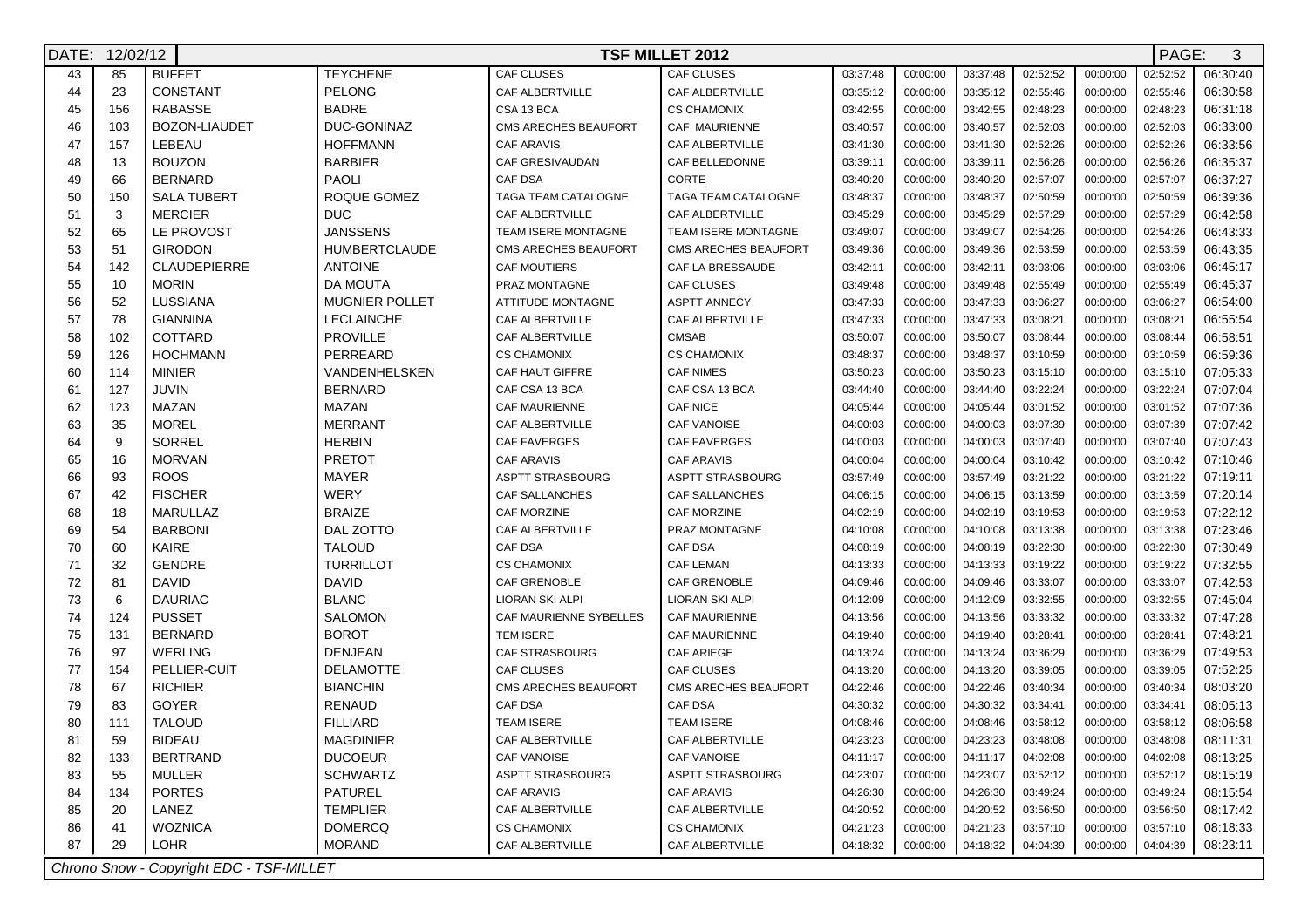DATE: 12/02/12 — **TSF MILLET 2012** — PAGE: 3

| | | | | | | | | | | | | |
|---|---|---|---|---|---|---|---|---|---|---|---|---|
| 43 | 85 | BUFFET | TEYCHENE | CAF CLUSES | CAF CLUSES | 03:37:48 | 00:00:00 | 03:37:48 | 02:52:52 | 00:00:00 | 02:52:52 | 06:30:40 |
| 44 | 23 | CONSTANT | PELONG | CAF ALBERTVILLE | CAF ALBERTVILLE | 03:35:12 | 00:00:00 | 03:35:12 | 02:55:46 | 00:00:00 | 02:55:46 | 06:30:58 |
| 45 | 156 | RABASSE | BADRE | CSA 13 BCA | CS CHAMONIX | 03:42:55 | 00:00:00 | 03:42:55 | 02:48:23 | 00:00:00 | 02:48:23 | 06:31:18 |
| 46 | 103 | BOZON-LIAUDET | DUC-GONINAZ | CMS ARECHES BEAUFORT | CAF MAURIENNE | 03:40:57 | 00:00:00 | 03:40:57 | 02:52:03 | 00:00:00 | 02:52:03 | 06:33:00 |
| 47 | 157 | LEBEAU | HOFFMANN | CAF ARAVIS | CAF ALBERTVILLE | 03:41:30 | 00:00:00 | 03:41:30 | 02:52:26 | 00:00:00 | 02:52:26 | 06:33:56 |
| 48 | 13 | BOUZON | BARBIER | CAF GRESIVAUDAN | CAF BELLEDONNE | 03:39:11 | 00:00:00 | 03:39:11 | 02:56:26 | 00:00:00 | 02:56:26 | 06:35:37 |
| 49 | 66 | BERNARD | PAOLI | CAF DSA | CORTE | 03:40:20 | 00:00:00 | 03:40:20 | 02:57:07 | 00:00:00 | 02:57:07 | 06:37:27 |
| 50 | 150 | SALA TUBERT | ROQUE GOMEZ | TAGA TEAM CATALOGNE | TAGA TEAM CATALOGNE | 03:48:37 | 00:00:00 | 03:48:37 | 02:50:59 | 00:00:00 | 02:50:59 | 06:39:36 |
| 51 | 3 | MERCIER | DUC | CAF ALBERTVILLE | CAF ALBERTVILLE | 03:45:29 | 00:00:00 | 03:45:29 | 02:57:29 | 00:00:00 | 02:57:29 | 06:42:58 |
| 52 | 65 | LE PROVOST | JANSSENS | TEAM ISERE MONTAGNE | TEAM ISERE MONTAGNE | 03:49:07 | 00:00:00 | 03:49:07 | 02:54:26 | 00:00:00 | 02:54:26 | 06:43:33 |
| 53 | 51 | GIRODON | HUMBERTCLAUDE | CMS ARECHES BEAUFORT | CMS ARECHES BEAUFORT | 03:49:36 | 00:00:00 | 03:49:36 | 02:53:59 | 00:00:00 | 02:53:59 | 06:43:35 |
| 54 | 142 | CLAUDEPIERRE | ANTOINE | CAF MOUTIERS | CAF LA BRESSAUDE | 03:42:11 | 00:00:00 | 03:42:11 | 03:03:06 | 00:00:00 | 03:03:06 | 06:45:17 |
| 55 | 10 | MORIN | DA MOUTA | PRAZ MONTAGNE | CAF CLUSES | 03:49:48 | 00:00:00 | 03:49:48 | 02:55:49 | 00:00:00 | 02:55:49 | 06:45:37 |
| 56 | 52 | LUSSIANA | MUGNIER POLLET | ATTITUDE MONTAGNE | ASPTT ANNECY | 03:47:33 | 00:00:00 | 03:47:33 | 03:06:27 | 00:00:00 | 03:06:27 | 06:54:00 |
| 57 | 78 | GIANNINA | LECLAINCHE | CAF ALBERTVILLE | CAF ALBERTVILLE | 03:47:33 | 00:00:00 | 03:47:33 | 03:08:21 | 00:00:00 | 03:08:21 | 06:55:54 |
| 58 | 102 | COTTARD | PROVILLE | CAF ALBERTVILLE | CMSAB | 03:50:07 | 00:00:00 | 03:50:07 | 03:08:44 | 00:00:00 | 03:08:44 | 06:58:51 |
| 59 | 126 | HOCHMANN | PERREARD | CS CHAMONIX | CS CHAMONIX | 03:48:37 | 00:00:00 | 03:48:37 | 03:10:59 | 00:00:00 | 03:10:59 | 06:59:36 |
| 60 | 114 | MINIER | VANDENHELSKEN | CAF HAUT GIFFRE | CAF NIMES | 03:50:23 | 00:00:00 | 03:50:23 | 03:15:10 | 00:00:00 | 03:15:10 | 07:05:33 |
| 61 | 127 | JUVIN | BERNARD | CAF CSA 13 BCA | CAF CSA 13 BCA | 03:44:40 | 00:00:00 | 03:44:40 | 03:22:24 | 00:00:00 | 03:22:24 | 07:07:04 |
| 62 | 123 | MAZAN | MAZAN | CAF MAURIENNE | CAF NICE | 04:05:44 | 00:00:00 | 04:05:44 | 03:01:52 | 00:00:00 | 03:01:52 | 07:07:36 |
| 63 | 35 | MOREL | MERRANT | CAF ALBERTVILLE | CAF VANOISE | 04:00:03 | 00:00:00 | 04:00:03 | 03:07:39 | 00:00:00 | 03:07:39 | 07:07:42 |
| 64 | 9 | SORREL | HERBIN | CAF FAVERGES | CAF FAVERGES | 04:00:03 | 00:00:00 | 04:00:03 | 03:07:40 | 00:00:00 | 03:07:40 | 07:07:43 |
| 65 | 16 | MORVAN | PRETOT | CAF ARAVIS | CAF ARAVIS | 04:00:04 | 00:00:00 | 04:00:04 | 03:10:42 | 00:00:00 | 03:10:42 | 07:10:46 |
| 66 | 93 | ROOS | MAYER | ASPTT STRASBOURG | ASPTT STRASBOURG | 03:57:49 | 00:00:00 | 03:57:49 | 03:21:22 | 00:00:00 | 03:21:22 | 07:19:11 |
| 67 | 42 | FISCHER | WERY | CAF SALLANCHES | CAF SALLANCHES | 04:06:15 | 00:00:00 | 04:06:15 | 03:13:59 | 00:00:00 | 03:13:59 | 07:20:14 |
| 68 | 18 | MARULLAZ | BRAIZE | CAF MORZINE | CAF MORZINE | 04:02:19 | 00:00:00 | 04:02:19 | 03:19:53 | 00:00:00 | 03:19:53 | 07:22:12 |
| 69 | 54 | BARBONI | DAL ZOTTO | CAF ALBERTVILLE | PRAZ MONTAGNE | 04:10:08 | 00:00:00 | 04:10:08 | 03:13:38 | 00:00:00 | 03:13:38 | 07:23:46 |
| 70 | 60 | KAIRE | TALOUD | CAF DSA | CAF DSA | 04:08:19 | 00:00:00 | 04:08:19 | 03:22:30 | 00:00:00 | 03:22:30 | 07:30:49 |
| 71 | 32 | GENDRE | TURRILLOT | CS CHAMONIX | CAF LEMAN | 04:13:33 | 00:00:00 | 04:13:33 | 03:19:22 | 00:00:00 | 03:19:22 | 07:32:55 |
| 72 | 81 | DAVID | DAVID | CAF GRENOBLE | CAF GRENOBLE | 04:09:46 | 00:00:00 | 04:09:46 | 03:33:07 | 00:00:00 | 03:33:07 | 07:42:53 |
| 73 | 6 | DAURIAC | BLANC | LIORAN SKI ALPI | LIORAN SKI ALPI | 04:12:09 | 00:00:00 | 04:12:09 | 03:32:55 | 00:00:00 | 03:32:55 | 07:45:04 |
| 74 | 124 | PUSSET | SALOMON | CAF MAURIENNE SYBELLES | CAF MAURIENNE | 04:13:56 | 00:00:00 | 04:13:56 | 03:33:32 | 00:00:00 | 03:33:32 | 07:47:28 |
| 75 | 131 | BERNARD | BOROT | TEM ISERE | CAF MAURIENNE | 04:19:40 | 00:00:00 | 04:19:40 | 03:28:41 | 00:00:00 | 03:28:41 | 07:48:21 |
| 76 | 97 | WERLING | DENJEAN | CAF STRASBOURG | CAF ARIEGE | 04:13:24 | 00:00:00 | 04:13:24 | 03:36:29 | 00:00:00 | 03:36:29 | 07:49:53 |
| 77 | 154 | PELLIER-CUIT | DELAMOTTE | CAF CLUSES | CAF CLUSES | 04:13:20 | 00:00:00 | 04:13:20 | 03:39:05 | 00:00:00 | 03:39:05 | 07:52:25 |
| 78 | 67 | RICHIER | BIANCHIN | CMS ARECHES BEAUFORT | CMS ARECHES BEAUFORT | 04:22:46 | 00:00:00 | 04:22:46 | 03:40:34 | 00:00:00 | 03:40:34 | 08:03:20 |
| 79 | 83 | GOYER | RENAUD | CAF DSA | CAF DSA | 04:30:32 | 00:00:00 | 04:30:32 | 03:34:41 | 00:00:00 | 03:34:41 | 08:05:13 |
| 80 | 111 | TALOUD | FILLIARD | TEAM ISERE | TEAM ISERE | 04:08:46 | 00:00:00 | 04:08:46 | 03:58:12 | 00:00:00 | 03:58:12 | 08:06:58 |
| 81 | 59 | BIDEAU | MAGDINIER | CAF ALBERTVILLE | CAF ALBERTVILLE | 04:23:23 | 00:00:00 | 04:23:23 | 03:48:08 | 00:00:00 | 03:48:08 | 08:11:31 |
| 82 | 133 | BERTRAND | DUCOEUR | CAF VANOISE | CAF VANOISE | 04:11:17 | 00:00:00 | 04:11:17 | 04:02:08 | 00:00:00 | 04:02:08 | 08:13:25 |
| 83 | 55 | MULLER | SCHWARTZ | ASPTT STRASBOURG | ASPTT STRASBOURG | 04:23:07 | 00:00:00 | 04:23:07 | 03:52:12 | 00:00:00 | 03:52:12 | 08:15:19 |
| 84 | 134 | PORTES | PATUREL | CAF ARAVIS | CAF ARAVIS | 04:26:30 | 00:00:00 | 04:26:30 | 03:49:24 | 00:00:00 | 03:49:24 | 08:15:54 |
| 85 | 20 | LANEZ | TEMPLIER | CAF ALBERTVILLE | CAF ALBERTVILLE | 04:20:52 | 00:00:00 | 04:20:52 | 03:56:50 | 00:00:00 | 03:56:50 | 08:17:42 |
| 86 | 41 | WOZNICA | DOMERCQ | CS CHAMONIX | CS CHAMONIX | 04:21:23 | 00:00:00 | 04:21:23 | 03:57:10 | 00:00:00 | 03:57:10 | 08:18:33 |
| 87 | 29 | LOHR | MORAND | CAF ALBERTVILLE | CAF ALBERTVILLE | 04:18:32 | 00:00:00 | 04:18:32 | 04:04:39 | 00:00:00 | 04:04:39 | 08:23:11 |

*Chrono Snow - Copyright EDC - TSF-MILLET*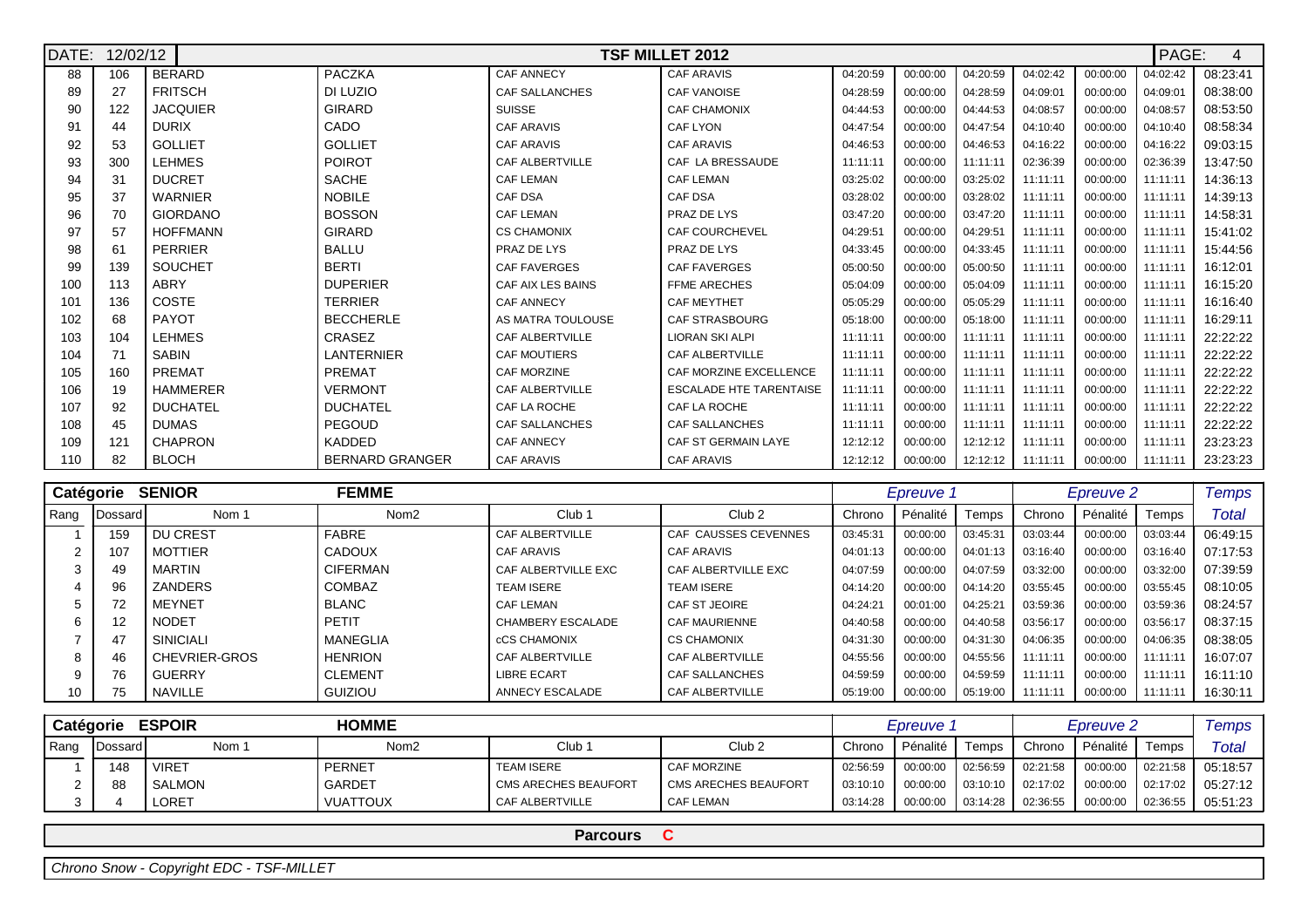| 88 | 106 | BERARD | PACZKA | CAF ANNECY | CAF ARAVIS | 04:20:59 | 00:00:00 | 04:20:59 | 04:02:42 | 00:00:00 | 04:02:42 | 08:23:41 |
|---|---|---|---|---|---|---|---|---|---|---|---|---|
| 89 | 27 | FRITSCH | DI LUZIO | CAF SALLANCHES | CAF VANOISE | 04:28:59 | 00:00:00 | 04:28:59 | 04:09:01 | 00:00:00 | 04:09:01 | 08:38:00 |
| 90 | 122 | JACQUIER | GIRARD | SUISSE | CAF CHAMONIX | 04:44:53 | 00:00:00 | 04:44:53 | 04:08:57 | 00:00:00 | 04:08:57 | 08:53:50 |
| 91 | 44 | DURIX | CADO | CAF ARAVIS | CAF LYON | 04:47:54 | 00:00:00 | 04:47:54 | 04:10:40 | 00:00:00 | 04:10:40 | 08:58:34 |
| 92 | 53 | GOLLIET | GOLLIET | CAF ARAVIS | CAF ARAVIS | 04:46:53 | 00:00:00 | 04:46:53 | 04:16:22 | 00:00:00 | 04:16:22 | 09:03:15 |
| 93 | 300 | LEHMES | POIROT | CAF ALBERTVILLE | CAF LA BRESSAUDE | 11:11:11 | 00:00:00 | 11:11:11 | 02:36:39 | 00:00:00 | 02:36:39 | 13:47:50 |
| 94 | 31 | DUCRET | SACHE | CAF LEMAN | CAF LEMAN | 03:25:02 | 00:00:00 | 03:25:02 | 11:11:11 | 00:00:00 | 11:11:11 | 14:36:13 |
| 95 | 37 | WARNIER | NOBILE | CAF DSA | CAF DSA | 03:28:02 | 00:00:00 | 03:28:02 | 11:11:11 | 00:00:00 | 11:11:11 | 14:39:13 |
| 96 | 70 | GIORDANO | BOSSON | CAF LEMAN | PRAZ DE LYS | 03:47:20 | 00:00:00 | 03:47:20 | 11:11:11 | 00:00:00 | 11:11:11 | 14:58:31 |
| 97 | 57 | HOFFMANN | GIRARD | CS CHAMONIX | CAF COURCHEVEL | 04:29:51 | 00:00:00 | 04:29:51 | 11:11:11 | 00:00:00 | 11:11:11 | 15:41:02 |
| 98 | 61 | PERRIER | BALLU | PRAZ DE LYS | PRAZ DE LYS | 04:33:45 | 00:00:00 | 04:33:45 | 11:11:11 | 00:00:00 | 11:11:11 | 15:44:56 |
| 99 | 139 | SOUCHET | BERTI | CAF FAVERGES | CAF FAVERGES | 05:00:50 | 00:00:00 | 05:00:50 | 11:11:11 | 00:00:00 | 11:11:11 | 16:12:01 |
| 100 | 113 | ABRY | DUPERIER | CAF AIX LES BAINS | FFME ARECHES | 05:04:09 | 00:00:00 | 05:04:09 | 11:11:11 | 00:00:00 | 11:11:11 | 16:15:20 |
| 101 | 136 | COSTE | TERRIER | CAF ANNECY | CAF MEYTHET | 05:05:29 | 00:00:00 | 05:05:29 | 11:11:11 | 00:00:00 | 11:11:11 | 16:16:40 |
| 102 | 68 | PAYOT | BECCHERLE | AS MATRA TOULOUSE | CAF STRASBOURG | 05:18:00 | 00:00:00 | 05:18:00 | 11:11:11 | 00:00:00 | 11:11:11 | 16:29:11 |
| 103 | 104 | LEHMES | CRASEZ | CAF ALBERTVILLE | LIORAN SKI ALPI | 11:11:11 | 00:00:00 | 11:11:11 | 11:11:11 | 00:00:00 | 11:11:11 | 22:22:22 |
| 104 | 71 | SABIN | LANTERNIER | CAF MOUTIERS | CAF ALBERTVILLE | 11:11:11 | 00:00:00 | 11:11:11 | 11:11:11 | 00:00:00 | 11:11:11 | 22:22:22 |
| 105 | 160 | PREMAT | PREMAT | CAF MORZINE | CAF MORZINE EXCELLENCE | 11:11:11 | 00:00:00 | 11:11:11 | 11:11:11 | 00:00:00 | 11:11:11 | 22:22:22 |
| 106 | 19 | HAMMERER | VERMONT | CAF ALBERTVILLE | ESCALADE HTE TARENTAISE | 11:11:11 | 00:00:00 | 11:11:11 | 11:11:11 | 00:00:00 | 11:11:11 | 22:22:22 |
| 107 | 92 | DUCHATEL | DUCHATEL | CAF LA ROCHE | CAF LA ROCHE | 11:11:11 | 00:00:00 | 11:11:11 | 11:11:11 | 00:00:00 | 11:11:11 | 22:22:22 |
| 108 | 45 | DUMAS | PEGOUD | CAF SALLANCHES | CAF SALLANCHES | 11:11:11 | 00:00:00 | 11:11:11 | 11:11:11 | 00:00:00 | 11:11:11 | 22:22:22 |
| 109 | 121 | CHAPRON | KADDED | CAF ANNECY | CAF ST GERMAIN LAYE | 12:12:12 | 00:00:00 | 12:12:12 | 11:11:11 | 00:00:00 | 11:11:11 | 23:23:23 |
| 110 | 82 | BLOCH | BERNARD GRANGER | CAF ARAVIS | CAF ARAVIS | 12:12:12 | 00:00:00 | 12:12:12 | 11:11:11 | 00:00:00 | 11:11:11 | 23:23:23 |

**Catégorie SENIOR — FEMME**

| | | | | | | *Epreuve 1* | | | *Epreuve 2* | | | *Temps* |
|---|---|---|---|---|---|---|---|---|---|---|---|---|
| Rang | Dossard | Nom 1 | Nom2 | Club 1 | Club 2 | Chrono | Pénalité | Temps | Chrono | Pénalité | Temps | *Total* |
| 1 | 159 | DU CREST | FABRE | CAF ALBERTVILLE | CAF CAUSSES CEVENNES | 03:45:31 | 00:00:00 | 03:45:31 | 03:03:44 | 00:00:00 | 03:03:44 | 06:49:15 |
| 2 | 107 | MOTTIER | CADOUX | CAF ARAVIS | CAF ARAVIS | 04:01:13 | 00:00:00 | 04:01:13 | 03:16:40 | 00:00:00 | 03:16:40 | 07:17:53 |
| 3 | 49 | MARTIN | CIFERMAN | CAF ALBERTVILLE EXC | CAF ALBERTVILLE EXC | 04:07:59 | 00:00:00 | 04:07:59 | 03:32:00 | 00:00:00 | 03:32:00 | 07:39:59 |
| 4 | 96 | ZANDERS | COMBAZ | TEAM ISERE | TEAM ISERE | 04:14:20 | 00:00:00 | 04:14:20 | 03:55:45 | 00:00:00 | 03:55:45 | 08:10:05 |
| 5 | 72 | MEYNET | BLANC | CAF LEMAN | CAF ST JEOIRE | 04:24:21 | 00:01:00 | 04:25:21 | 03:59:36 | 00:00:00 | 03:59:36 | 08:24:57 |
| 6 | 12 | NODET | PETIT | CHAMBERY ESCALADE | CAF MAURIENNE | 04:40:58 | 00:00:00 | 04:40:58 | 03:56:17 | 00:00:00 | 03:56:17 | 08:37:15 |
| 7 | 47 | SINICIALI | MANEGLIA | cCS CHAMONIX | CS CHAMONIX | 04:31:30 | 00:00:00 | 04:31:30 | 04:06:35 | 00:00:00 | 04:06:35 | 08:38:05 |
| 8 | 46 | CHEVRIER-GROS | HENRION | CAF ALBERTVILLE | CAF ALBERTVILLE | 04:55:56 | 00:00:00 | 04:55:56 | 11:11:11 | 00:00:00 | 11:11:11 | 16:07:07 |
| 9 | 76 | GUERRY | CLEMENT | LIBRE ECART | CAF SALLANCHES | 04:59:59 | 00:00:00 | 04:59:59 | 11:11:11 | 00:00:00 | 11:11:11 | 16:11:10 |
| 10 | 75 | NAVILLE | GUIZIOU | ANNECY ESCALADE | CAF ALBERTVILLE | 05:19:00 | 00:00:00 | 05:19:00 | 11:11:11 | 00:00:00 | 11:11:11 | 16:30:11 |

**Catégorie ESPOIR — HOMME**

| | | | | | | *Epreuve 1* | | | *Epreuve 2* | | | *Temps* |
|---|---|---|---|---|---|---|---|---|---|---|---|---|
| Rang | Dossard | Nom 1 | Nom2 | Club 1 | Club 2 | Chrono | Pénalité | Temps | Chrono | Pénalité | Temps | *Total* |
| 1 | 148 | VIRET | PERNET | TEAM ISERE | CAF MORZINE | 02:56:59 | 00:00:00 | 02:56:59 | 02:21:58 | 00:00:00 | 02:21:58 | 05:18:57 |
| 2 | 88 | SALMON | GARDET | CMS ARECHES BEAUFORT | CMS ARECHES BEAUFORT | 03:10:10 | 00:00:00 | 03:10:10 | 02:17:02 | 00:00:00 | 02:17:02 | 05:27:12 |
| 3 | 4 | LORET | VUATTOUX | CAF ALBERTVILLE | CAF LEMAN | 03:14:28 | 00:00:00 | 03:14:28 | 02:36:55 | 00:00:00 | 02:36:55 | 05:51:23 |

**Parcours C**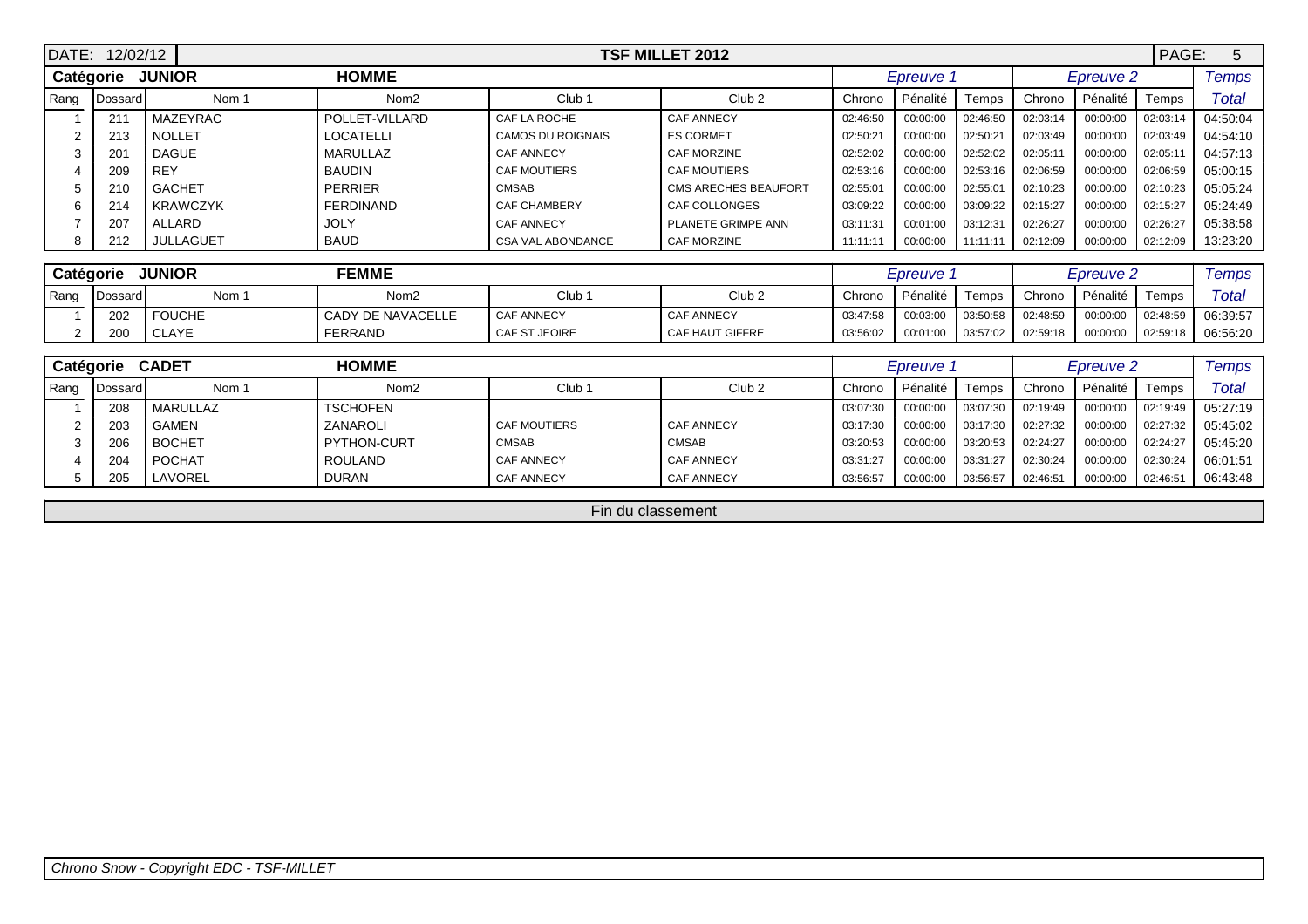DATE: 12/02/12

# TSF MILLET 2012

PAGE: 5

| Catégorie JUNIOR | | HOMME | | | | Epreuve 1 | | | Epreuve 2 | | | Temps |
|---|---|---|---|---|---|---|---|---|---|---|---|---|
| Rang | Dossard | Nom 1 | Nom2 | Club 1 | Club 2 | Chrono | Pénalité | Temps | Chrono | Pénalité | Temps | Total |
| 1 | 211 | MAZEYRAC | POLLET-VILLARD | CAF LA ROCHE | CAF ANNECY | 02:46:50 | 00:00:00 | 02:46:50 | 02:03:14 | 00:00:00 | 02:03:14 | 04:50:04 |
| 2 | 213 | NOLLET | LOCATELLI | CAMOS DU ROIGNAIS | ES CORMET | 02:50:21 | 00:00:00 | 02:50:21 | 02:03:49 | 00:00:00 | 02:03:49 | 04:54:10 |
| 3 | 201 | DAGUE | MARULLAZ | CAF ANNECY | CAF MORZINE | 02:52:02 | 00:00:00 | 02:52:02 | 02:05:11 | 00:00:00 | 02:05:11 | 04:57:13 |
| 4 | 209 | REY | BAUDIN | CAF MOUTIERS | CAF MOUTIERS | 02:53:16 | 00:00:00 | 02:53:16 | 02:06:59 | 00:00:00 | 02:06:59 | 05:00:15 |
| 5 | 210 | GACHET | PERRIER | CMSAB | CMS ARECHES BEAUFORT | 02:55:01 | 00:00:00 | 02:55:01 | 02:10:23 | 00:00:00 | 02:10:23 | 05:05:24 |
| 6 | 214 | KRAWCZYK | FERDINAND | CAF CHAMBERY | CAF COLLONGES | 03:09:22 | 00:00:00 | 03:09:22 | 02:15:27 | 00:00:00 | 02:15:27 | 05:24:49 |
| 7 | 207 | ALLARD | JOLY | CAF ANNECY | PLANETE GRIMPE ANN | 03:11:31 | 00:01:00 | 03:12:31 | 02:26:27 | 00:00:00 | 02:26:27 | 05:38:58 |
| 8 | 212 | JULLAGUET | BAUD | CSA VAL ABONDANCE | CAF MORZINE | 11:11:11 | 00:00:00 | 11:11:11 | 02:12:09 | 00:00:00 | 02:12:09 | 13:23:20 |

| Catégorie JUNIOR | | FEMME | | | | Epreuve 1 | | | Epreuve 2 | | | Temps |
|---|---|---|---|---|---|---|---|---|---|---|---|---|
| Rang | Dossard | Nom 1 | Nom2 | Club 1 | Club 2 | Chrono | Pénalité | Temps | Chrono | Pénalité | Temps | Total |
| 1 | 202 | FOUCHE | CADY DE NAVACELLE | CAF ANNECY | CAF ANNECY | 03:47:58 | 00:03:00 | 03:50:58 | 02:48:59 | 00:00:00 | 02:48:59 | 06:39:57 |
| 2 | 200 | CLAYE | FERRAND | CAF ST JEOIRE | CAF HAUT GIFFRE | 03:56:02 | 00:01:00 | 03:57:02 | 02:59:18 | 00:00:00 | 02:59:18 | 06:56:20 |

| Catégorie CADET | | HOMME | | | | Epreuve 1 | | | Epreuve 2 | | | Temps |
|---|---|---|---|---|---|---|---|---|---|---|---|---|
| Rang | Dossard | Nom 1 | Nom2 | Club 1 | Club 2 | Chrono | Pénalité | Temps | Chrono | Pénalité | Temps | Total |
| 1 | 208 | MARULLAZ | TSCHOFEN | | | 03:07:30 | 00:00:00 | 03:07:30 | 02:19:49 | 00:00:00 | 02:19:49 | 05:27:19 |
| 2 | 203 | GAMEN | ZANAROLI | CAF MOUTIERS | CAF ANNECY | 03:17:30 | 00:00:00 | 03:17:30 | 02:27:32 | 00:00:00 | 02:27:32 | 05:45:02 |
| 3 | 206 | BOCHET | PYTHON-CURT | CMSAB | CMSAB | 03:20:53 | 00:00:00 | 03:20:53 | 02:24:27 | 00:00:00 | 02:24:27 | 05:45:20 |
| 4 | 204 | POCHAT | ROULAND | CAF ANNECY | CAF ANNECY | 03:31:27 | 00:00:00 | 03:31:27 | 02:30:24 | 00:00:00 | 02:30:24 | 06:01:51 |
| 5 | 205 | LAVOREL | DURAN | CAF ANNECY | CAF ANNECY | 03:56:57 | 00:00:00 | 03:56:57 | 02:46:51 | 00:00:00 | 02:46:51 | 06:43:48 |

Fin du classement

*Chrono Snow - Copyright EDC - TSF-MILLET*